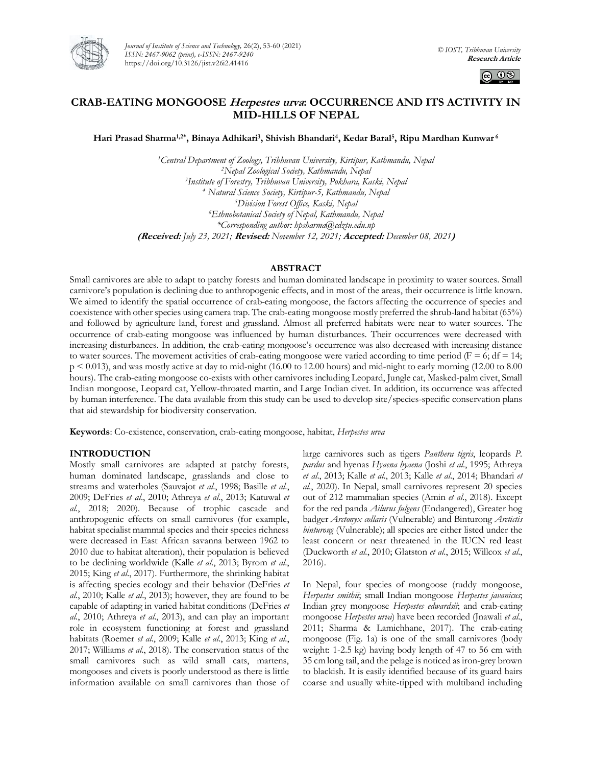# CRAB-EATING MONGOOSE *Herpestes urva*: OCCURRENCE AND ITS ACTIVITY IN MID-HILLS OF NEPAL

**Hari Prasad Sharma[1,2*], Binaya Adhikari[3], Shivish Bhandari[4], Kedar Baral[5], Ripu Mardhan Kunwar[6]**

[1]*Central Department of Zoology, Tribhuvan University, Kirtipur, Kathmandu, Nepal*
[2]*Nepal Zoological Society, Kathmandu, Nepal*
[3]*Institute of Forestry, Tribhuvan University, Pokhara, Kaski, Nepal*
[4]*Natural Science Society, Kirtipur-5, Kathmandu, Nepal*
[5]*Division Forest Office, Kaski, Nepal*
[6]*Ethnobotanical Society of Nepal, Kathmandu, Nepal*
*\*Corresponding author: hpsharma@cdztu.edu.np*

**(Received:** *July 23, 2021;* **Revised:** *November 12, 2021;* **Accepted:** *December 08, 2021***)**

## ABSTRACT

Small carnivores are able to adapt to patchy forests and human dominated landscape in proximity to water sources. Small carnivore's population is declining due to anthropogenic effects, and in most of the areas, their occurrence is little known. We aimed to identify the spatial occurrence of crab-eating mongoose, the factors affecting the occurrence of species and coexistence with other species using camera trap. The crab-eating mongoose mostly preferred the shrub-land habitat (65%) and followed by agriculture land, forest and grassland. Almost all preferred habitats were near to water sources. The occurrence of crab-eating mongoose was influenced by human disturbances. Their occurrences were decreased with increasing disturbances. In addition, the crab-eating mongoose's occurrence was also decreased with increasing distance to water sources. The movement activities of crab-eating mongoose were varied according to time period ($F = 6$; $df = 14$; $p < 0.013$), and was mostly active at day to mid-night (16.00 to 12.00 hours) and mid-night to early morning (12.00 to 8.00 hours). The crab-eating mongoose co-exists with other carnivores including Leopard, Jungle cat, Masked-palm civet, Small Indian mongoose, Leopard cat, Yellow-throated martin, and Large Indian civet. In addition, its occurrence was affected by human interference. The data available from this study can be used to develop site/species-specific conservation plans that aid stewardship for biodiversity conservation.

**Keywords**: Co-existence, conservation, crab-eating mongoose, habitat, *Herpestes urva*

## INTRODUCTION

Mostly small carnivores are adapted at patchy forests, human dominated landscape, grasslands and close to streams and waterholes (Sauvajot *et al*., 1998; Basille *et al*., 2009; DeFries *et al*., 2010; Athreya *et al*., 2013; Katuwal *et al*., 2018; 2020). Because of trophic cascade and anthropogenic effects on small carnivores (for example, habitat specialist mammal species and their species richness were decreased in East African savanna between 1962 to 2010 due to habitat alteration), their population is believed to be declining worldwide (Kalle *et al*., 2013; Byrom *et al*., 2015; King *et al*., 2017). Furthermore, the shrinking habitat is affecting species ecology and their behavior (DeFries *et al*., 2010; Kalle *et al*., 2013); however, they are found to be capable of adapting in varied habitat conditions (DeFries *et al*., 2010; Athreya *et al*., 2013), and can play an important role in ecosystem functioning at forest and grassland habitats (Roemer *et al*., 2009; Kalle *et al*., 2013; King *et al*., 2017; Williams *et al*., 2018). The conservation status of the small carnivores such as wild small cats, martens, mongooses and civets is poorly understood as there is little information available on small carnivores than those of large carnivores such as tigers *Panthera tigris*, leopards *P. pardus* and hyenas *Hyaena hyaena* (Joshi *et al*., 1995; Athreya *et al*., 2013; Kalle *et al*., 2013; Kalle *et al*., 2014; Bhandari *et al*., 2020). In Nepal, small carnivores represent 20 species out of 212 mammalian species (Amin *et al*., 2018). Except for the red panda *Ailurus fulgens* (Endangered), Greater hog badger *Arctonyx collaris* (Vulnerable) and Binturong *Arctictis binturong* (Vulnerable); all species are either listed under the least concern or near threatened in the IUCN red least (Duckworth *et al*., 2010; Glatston *et al*., 2015; Willcox *et al*., 2016).

In Nepal, four species of mongoose (ruddy mongoose, *Herpestes smithii*; small Indian mongoose *Herpestes javanicus*; Indian grey mongoose *Herpestes edwardsii*; and crab-eating mongoose *Herpestes urva*) have been recorded (Jnawali *et al*., 2011; Sharma & Lamichhane, 2017). The crab-eating mongoose (Fig. 1a) is one of the small carnivores (body weight: 1-2.5 kg) having body length of 47 to 56 cm with 35 cm long tail, and the pelage is noticed as iron-grey brown to blackish. It is easily identified because of its guard hairs coarse and usually white-tipped with multiband including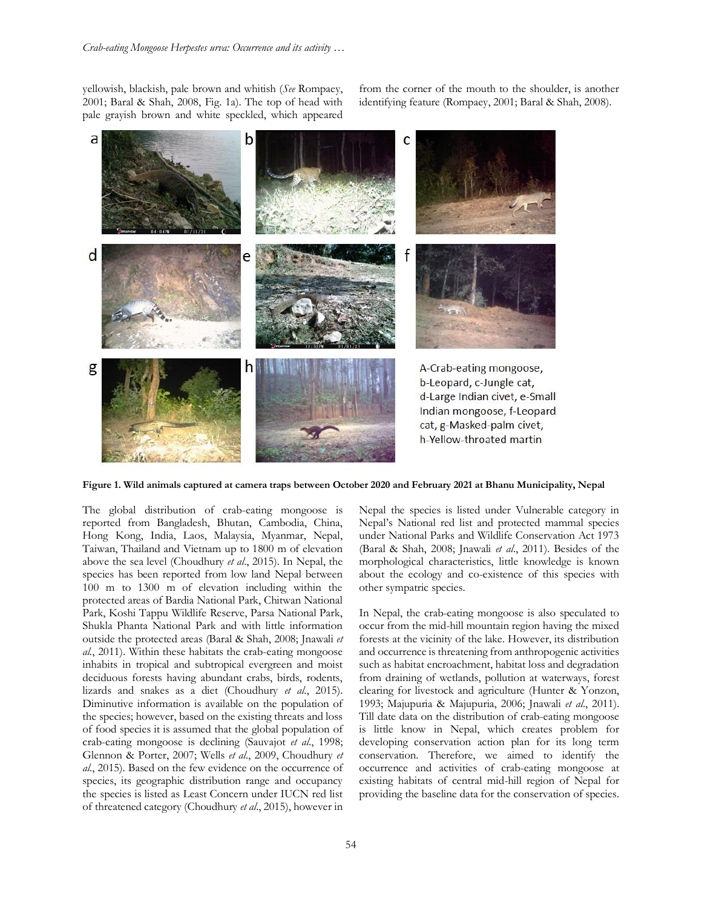yellowish, blackish, pale brown and whitish (*See* Rompaey, 2001; Baral & Shah, 2008, Fig. 1a). The top of head with pale grayish brown and white speckled, which appeared from the corner of the mouth to the shoulder, is another identifying feature (Rompaey, 2001; Baral & Shah, 2008).

A-Crab-eating mongoose, b-Leopard, c-Jungle cat, d-Large Indian civet, e-Small Indian mongoose, f-Leopard cat, g-Masked-palm civet, h-Yellow-throated martin

**Figure 1. Wild animals captured at camera traps between October 2020 and February 2021 at Bhanu Municipality, Nepal**

The global distribution of crab-eating mongoose is reported from Bangladesh, Bhutan, Cambodia, China, Hong Kong, India, Laos, Malaysia, Myanmar, Nepal, Taiwan, Thailand and Vietnam up to 1800 m of elevation above the sea level (Choudhury *et al*., 2015). In Nepal, the species has been reported from low land Nepal between 100 m to 1300 m of elevation including within the protected areas of Bardia National Park, Chitwan National Park, Koshi Tappu Wildlife Reserve, Parsa National Park, Shukla Phanta National Park and with little information outside the protected areas (Baral & Shah, 2008; Jnawali *et al*., 2011). Within these habitats the crab-eating mongoose inhabits in tropical and subtropical evergreen and moist deciduous forests having abundant crabs, birds, rodents, lizards and snakes as a diet (Choudhury *et al*., 2015). Diminutive information is available on the population of the species; however, based on the existing threats and loss of food species it is assumed that the global population of crab-eating mongoose is declining (Sauvajot *et al*., 1998; Glennon & Porter, 2007; Wells *et al*., 2009, Choudhury *et al*., 2015). Based on the few evidence on the occurrence of species, its geographic distribution range and occupancy the species is listed as Least Concern under IUCN red list of threatened category (Choudhury *et al*., 2015), however in Nepal the species is listed under Vulnerable category in Nepal's National red list and protected mammal species under National Parks and Wildlife Conservation Act 1973 (Baral & Shah, 2008; Jnawali *et al*., 2011). Besides of the morphological characteristics, little knowledge is known about the ecology and co-existence of this species with other sympatric species.

In Nepal, the crab-eating mongoose is also speculated to occur from the mid-hill mountain region having the mixed forests at the vicinity of the lake. However, its distribution and occurrence is threatening from anthropogenic activities such as habitat encroachment, habitat loss and degradation from draining of wetlands, pollution at waterways, forest clearing for livestock and agriculture (Hunter & Yonzon, 1993; Majupuria & Majupuria, 2006; Jnawali *et al*., 2011). Till date data on the distribution of crab-eating mongoose is little know in Nepal, which creates problem for developing conservation action plan for its long term conservation. Therefore, we aimed to identify the occurrence and activities of crab-eating mongoose at existing habitats of central mid-hill region of Nepal for providing the baseline data for the conservation of species.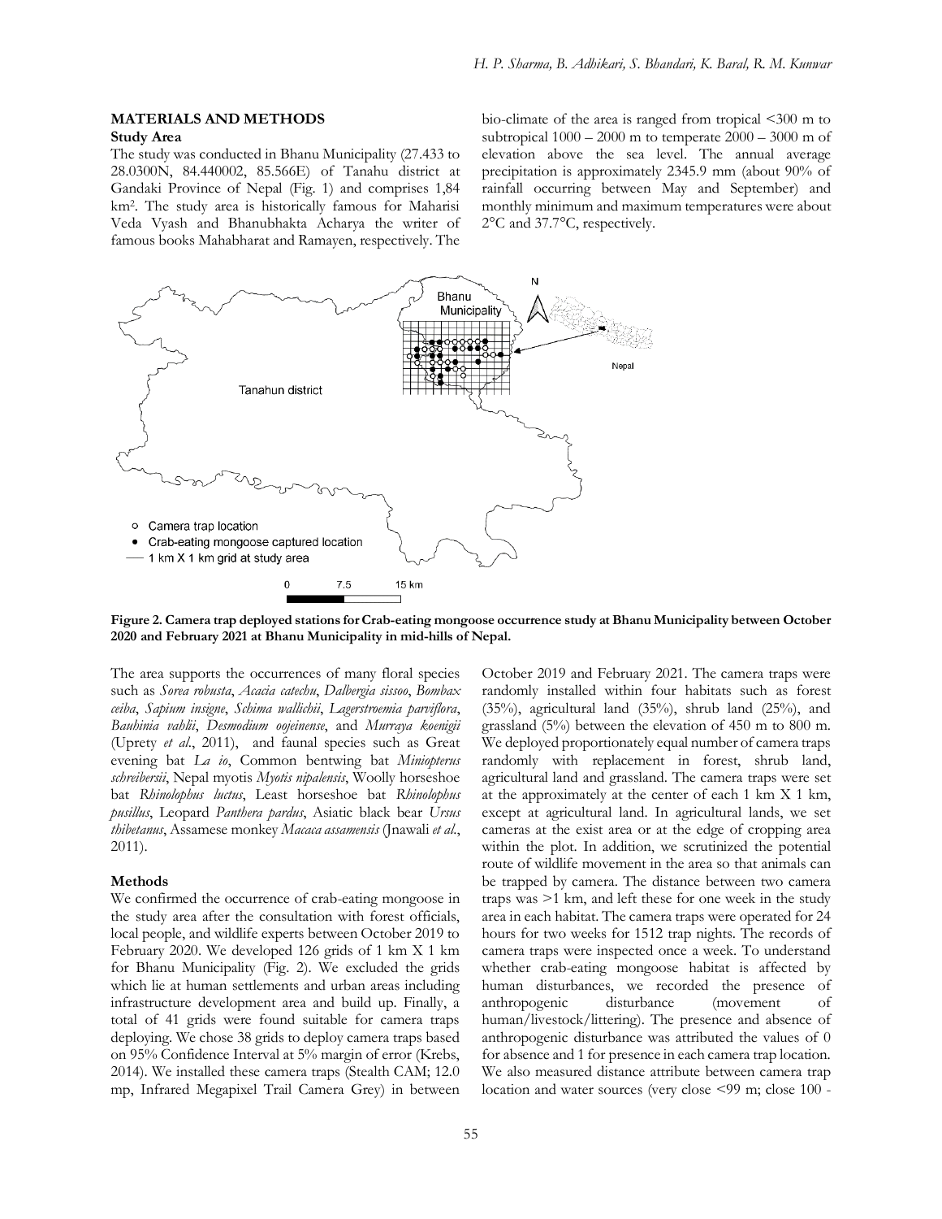## MATERIALS AND METHODS

### Study Area

The study was conducted in Bhanu Municipality (27.433 to 28.0300N, 84.440002, 85.566E) of Tanahu district at Gandaki Province of Nepal (Fig. 1) and comprises 1,84 km$^2$. The study area is historically famous for Maharisi Veda Vyash and Bhanubhakta Acharya the writer of famous books Mahabharat and Ramayen, respectively. The bio-climate of the area is ranged from tropical <300 m to subtropical 1000 – 2000 m to temperate 2000 – 3000 m of elevation above the sea level. The annual average precipitation is approximately 2345.9 mm (about 90% of rainfall occurring between May and September) and monthly minimum and maximum temperatures were about 2°C and 37.7°C, respectively.

**Figure 2. Camera trap deployed stations for Crab-eating mongoose occurrence study at Bhanu Municipality between October 2020 and February 2021 at Bhanu Municipality in mid-hills of Nepal.**

The area supports the occurrences of many floral species such as *Sorea robusta*, *Acacia catechu*, *Dalbergia sissoo*, *Bombax ceiba*, *Sapium insigne*, *Schima wallichii*, *Lagerstroemia parviflora*, *Bauhinia vahlii*, *Desmodium oojeinense*, and *Murraya koenigii* (Uprety *et al*., 2011), and faunal species such as Great evening bat *La io*, Common bentwing bat *Miniopterus schreibersii*, Nepal myotis *Myotis nipalensis*, Woolly horseshoe bat *Rhinolophus luctus*, Least horseshoe bat *Rhinolophus pusillus*, Leopard *Panthera pardus*, Asiatic black bear *Ursus thibetanus*, Assamese monkey *Macaca assamensis* (Jnawali *et al*., 2011).

### Methods

We confirmed the occurrence of crab-eating mongoose in the study area after the consultation with forest officials, local people, and wildlife experts between October 2019 to February 2020. We developed 126 grids of 1 km X 1 km for Bhanu Municipality (Fig. 2). We excluded the grids which lie at human settlements and urban areas including infrastructure development area and build up. Finally, a total of 41 grids were found suitable for camera traps deploying. We chose 38 grids to deploy camera traps based on 95% Confidence Interval at 5% margin of error (Krebs, 2014). We installed these camera traps (Stealth CAM; 12.0 mp, Infrared Megapixel Trail Camera Grey) in between October 2019 and February 2021. The camera traps were randomly installed within four habitats such as forest (35%), agricultural land (35%), shrub land (25%), and grassland (5%) between the elevation of 450 m to 800 m. We deployed proportionately equal number of camera traps randomly with replacement in forest, shrub land, agricultural land and grassland. The camera traps were set at the approximately at the center of each 1 km X 1 km, except at agricultural land. In agricultural lands, we set cameras at the exist area or at the edge of cropping area within the plot. In addition, we scrutinized the potential route of wildlife movement in the area so that animals can be trapped by camera. The distance between two camera traps was >1 km, and left these for one week in the study area in each habitat. The camera traps were operated for 24 hours for two weeks for 1512 trap nights. The records of camera traps were inspected once a week. To understand whether crab-eating mongoose habitat is affected by human disturbances, we recorded the presence of anthropogenic disturbance (movement of human/livestock/littering). The presence and absence of anthropogenic disturbance was attributed the values of 0 for absence and 1 for presence in each camera trap location. We also measured distance attribute between camera trap location and water sources (very close <99 m; close 100 -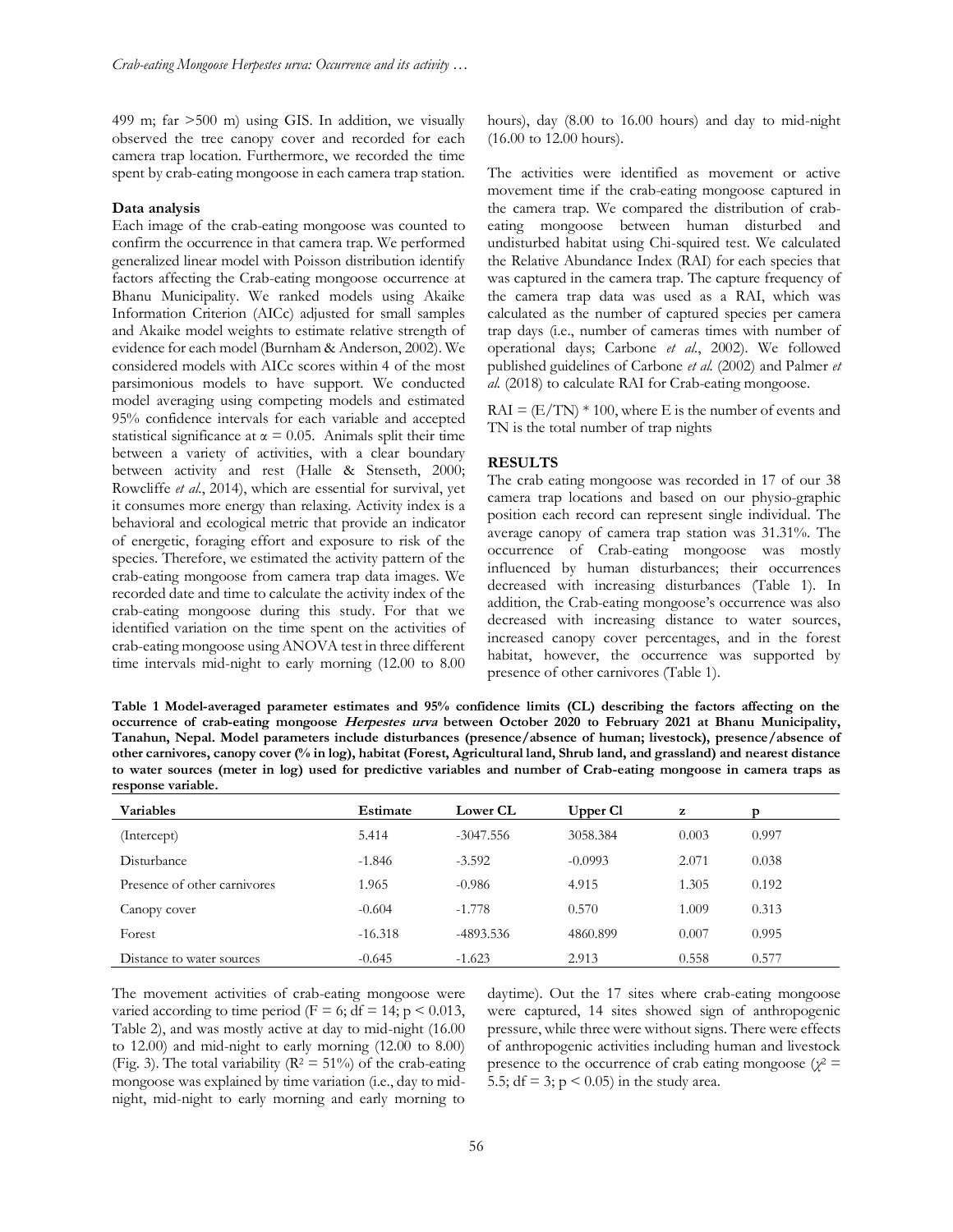499 m; far >500 m) using GIS. In addition, we visually observed the tree canopy cover and recorded for each camera trap location. Furthermore, we recorded the time spent by crab-eating mongoose in each camera trap station.

**Data analysis**

Each image of the crab-eating mongoose was counted to confirm the occurrence in that camera trap. We performed generalized linear model with Poisson distribution identify factors affecting the Crab-eating mongoose occurrence at Bhanu Municipality. We ranked models using Akaike Information Criterion (AICc) adjusted for small samples and Akaike model weights to estimate relative strength of evidence for each model (Burnham & Anderson, 2002). We considered models with AICc scores within 4 of the most parsimonious models to have support. We conducted model averaging using competing models and estimated 95% confidence intervals for each variable and accepted statistical significance at $\alpha = 0.05$. Animals split their time between a variety of activities, with a clear boundary between activity and rest (Halle & Stenseth, 2000; Rowcliffe *et al*., 2014), which are essential for survival, yet it consumes more energy than relaxing. Activity index is a behavioral and ecological metric that provide an indicator of energetic, foraging effort and exposure to risk of the species. Therefore, we estimated the activity pattern of the crab-eating mongoose from camera trap data images. We recorded date and time to calculate the activity index of the crab-eating mongoose during this study. For that we identified variation on the time spent on the activities of crab-eating mongoose using ANOVA test in three different time intervals mid-night to early morning (12.00 to 8.00 hours), day (8.00 to 16.00 hours) and day to mid-night (16.00 to 12.00 hours).

The activities were identified as movement or active movement time if the crab-eating mongoose captured in the camera trap. We compared the distribution of crab-eating mongoose between human disturbed and undisturbed habitat using Chi-squired test. We calculated the Relative Abundance Index (RAI) for each species that was captured in the camera trap. The capture frequency of the camera trap data was used as a RAI, which was calculated as the number of captured species per camera trap days (i.e., number of cameras times with number of operational days; Carbone *et al*., 2002). We followed published guidelines of Carbone *et al.* (2002) and Palmer *et al.* (2018) to calculate RAI for Crab-eating mongoose.

$RAI = (E/TN) * 100$, where E is the number of events and TN is the total number of trap nights

**RESULTS**

The crab eating mongoose was recorded in 17 of our 38 camera trap locations and based on our physio-graphic position each record can represent single individual. The average canopy of camera trap station was 31.31%. The occurrence of Crab-eating mongoose was mostly influenced by human disturbances; their occurrences decreased with increasing disturbances (Table 1). In addition, the Crab-eating mongoose's occurrence was also decreased with increasing distance to water sources, increased canopy cover percentages, and in the forest habitat, however, the occurrence was supported by presence of other carnivores (Table 1).

**Table 1 Model-averaged parameter estimates and 95% confidence limits (CL) describing the factors affecting on the occurrence of crab-eating mongoose *Herpestes urva* between October 2020 to February 2021 at Bhanu Municipality, Tanahun, Nepal. Model parameters include disturbances (presence/absence of human; livestock), presence/absence of other carnivores, canopy cover (% in log), habitat (Forest, Agricultural land, Shrub land, and grassland) and nearest distance to water sources (meter in log) used for predictive variables and number of Crab-eating mongoose in camera traps as response variable.**

| Variables | Estimate | Lower CL | Upper Cl | z | p |
|---|---|---|---|---|---|
| (Intercept) | 5.414 | -3047.556 | 3058.384 | 0.003 | 0.997 |
| Disturbance | -1.846 | -3.592 | -0.0993 | 2.071 | 0.038 |
| Presence of other carnivores | 1.965 | -0.986 | 4.915 | 1.305 | 0.192 |
| Canopy cover | -0.604 | -1.778 | 0.570 | 1.009 | 0.313 |
| Forest | -16.318 | -4893.536 | 4860.899 | 0.007 | 0.995 |
| Distance to water sources | -0.645 | -1.623 | 2.913 | 0.558 | 0.577 |

The movement activities of crab-eating mongoose were varied according to time period ($F = 6$; $df = 14$; $p < 0.013$, Table 2), and was mostly active at day to mid-night (16.00 to 12.00) and mid-night to early morning (12.00 to 8.00) (Fig. 3). The total variability ($R^2 = 51\%$) of the crab-eating mongoose was explained by time variation (i.e., day to mid-night, mid-night to early morning and early morning to daytime). Out the 17 sites where crab-eating mongoose were captured, 14 sites showed sign of anthropogenic pressure, while three were without signs. There were effects of anthropogenic activities including human and livestock presence to the occurrence of crab eating mongoose ($\chi^2 = 5.5$; $df = 3$; $p < 0.05$) in the study area.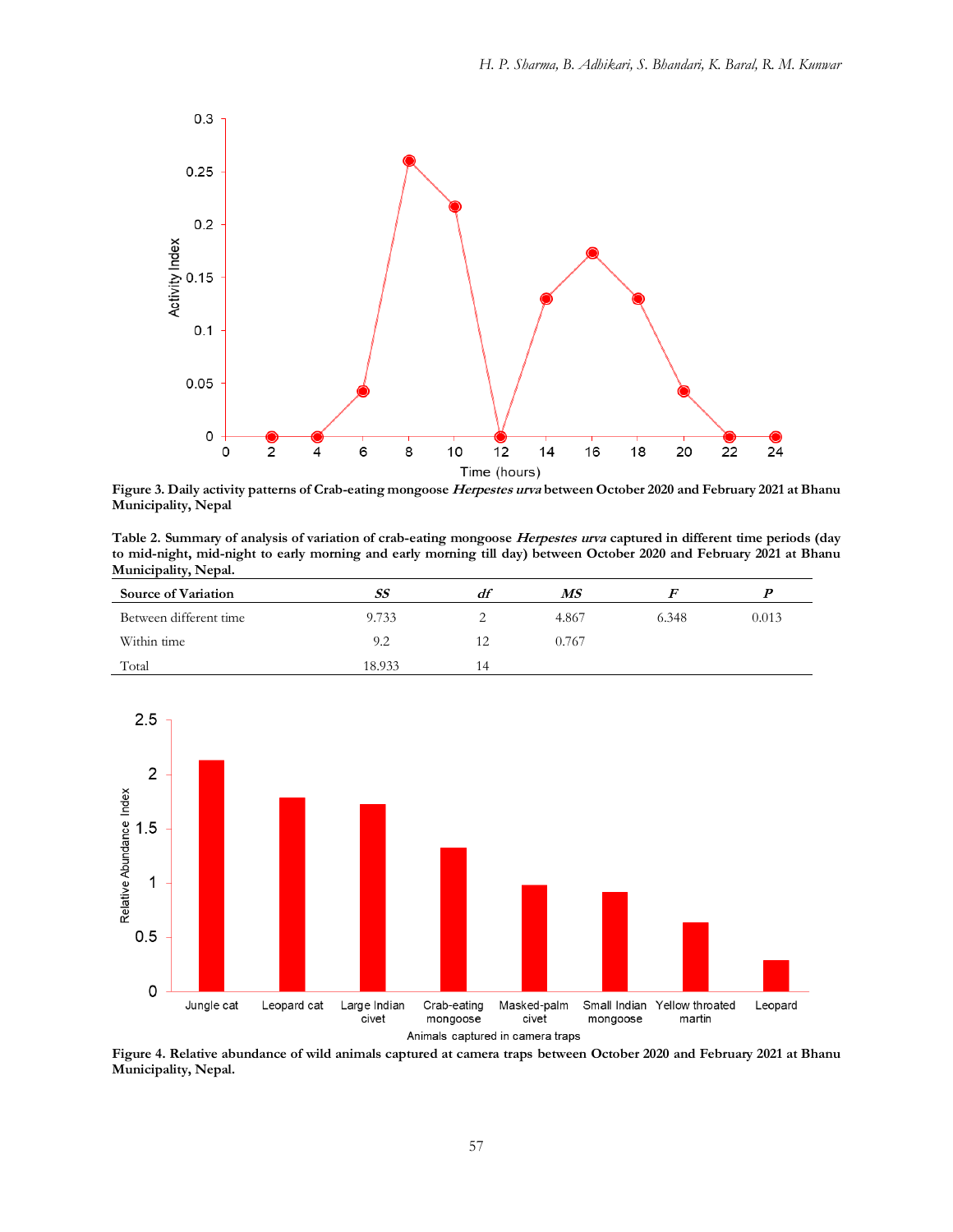**Figure 3. Daily activity patterns of Crab-eating mongoose *Herpestes urva* between October 2020 and February 2021 at Bhanu Municipality, Nepal**

**Table 2. Summary of analysis of variation of crab-eating mongoose *Herpestes urva* captured in different time periods (day to mid-night, mid-night to early morning and early morning till day) between October 2020 and February 2021 at Bhanu Municipality, Nepal.**

| Source of Variation | *SS* | *df* | *MS* | *F* | *P* |
|---|---|---|---|---|---|
| Between different time | 9.733 | 2 | 4.867 | 6.348 | 0.013 |
| Within time | 9.2 | 12 | 0.767 | | |
| Total | 18.933 | 14 | | | |

**Figure 4. Relative abundance of wild animals captured at camera traps between October 2020 and February 2021 at Bhanu Municipality, Nepal.**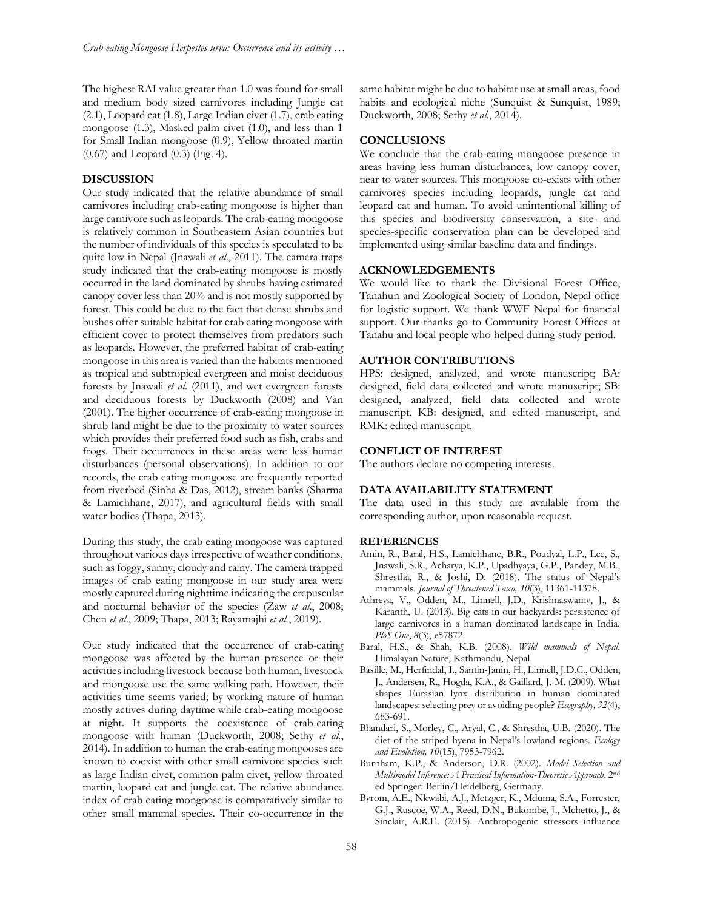The highest RAI value greater than 1.0 was found for small and medium body sized carnivores including Jungle cat (2.1), Leopard cat (1.8), Large Indian civet (1.7), crab eating mongoose (1.3), Masked palm civet (1.0), and less than 1 for Small Indian mongoose (0.9), Yellow throated martin (0.67) and Leopard (0.3) (Fig. 4).

## DISCUSSION

Our study indicated that the relative abundance of small carnivores including crab-eating mongoose is higher than large carnivore such as leopards. The crab-eating mongoose is relatively common in Southeastern Asian countries but the number of individuals of this species is speculated to be quite low in Nepal (Jnawali *et al*., 2011). The camera traps study indicated that the crab-eating mongoose is mostly occurred in the land dominated by shrubs having estimated canopy cover less than 20% and is not mostly supported by forest. This could be due to the fact that dense shrubs and bushes offer suitable habitat for crab eating mongoose with efficient cover to protect themselves from predators such as leopards. However, the preferred habitat of crab-eating mongoose in this area is varied than the habitats mentioned as tropical and subtropical evergreen and moist deciduous forests by Jnawali *et al*. (2011), and wet evergreen forests and deciduous forests by Duckworth (2008) and Van (2001). The higher occurrence of crab-eating mongoose in shrub land might be due to the proximity to water sources which provides their preferred food such as fish, crabs and frogs. Their occurrences in these areas were less human disturbances (personal observations). In addition to our records, the crab eating mongoose are frequently reported from riverbed (Sinha & Das, 2012), stream banks (Sharma & Lamichhane, 2017), and agricultural fields with small water bodies (Thapa, 2013).

During this study, the crab eating mongoose was captured throughout various days irrespective of weather conditions, such as foggy, sunny, cloudy and rainy. The camera trapped images of crab eating mongoose in our study area were mostly captured during nighttime indicating the crepuscular and nocturnal behavior of the species (Zaw *et al*., 2008; Chen *et al*., 2009; Thapa, 2013; Rayamajhi *et al*., 2019).

Our study indicated that the occurrence of crab-eating mongoose was affected by the human presence or their activities including livestock because both human, livestock and mongoose use the same walking path. However, their activities time seems varied; by working nature of human mostly actives during daytime while crab-eating mongoose at night. It supports the coexistence of crab-eating mongoose with human (Duckworth, 2008; Sethy *et al*., 2014). In addition to human the crab-eating mongooses are known to coexist with other small carnivore species such as large Indian civet, common palm civet, yellow throated martin, leopard cat and jungle cat. The relative abundance index of crab eating mongoose is comparatively similar to other small mammal species. Their co-occurrence in the same habitat might be due to habitat use at small areas, food habits and ecological niche (Sunquist & Sunquist, 1989; Duckworth, 2008; Sethy *et al*., 2014).

## CONCLUSIONS

We conclude that the crab-eating mongoose presence in areas having less human disturbances, low canopy cover, near to water sources. This mongoose co-exists with other carnivores species including leopards, jungle cat and leopard cat and human. To avoid unintentional killing of this species and biodiversity conservation, a site- and species-specific conservation plan can be developed and implemented using similar baseline data and findings.

## ACKNOWLEDGEMENTS

We would like to thank the Divisional Forest Office, Tanahun and Zoological Society of London, Nepal office for logistic support. We thank WWF Nepal for financial support. Our thanks go to Community Forest Offices at Tanahu and local people who helped during study period.

## AUTHOR CONTRIBUTIONS

HPS: designed, analyzed, and wrote manuscript; BA: designed, field data collected and wrote manuscript; SB: designed, analyzed, field data collected and wrote manuscript, KB: designed, and edited manuscript, and RMK: edited manuscript.

## CONFLICT OF INTEREST

The authors declare no competing interests.

## DATA AVAILABILITY STATEMENT

The data used in this study are available from the corresponding author, upon reasonable request.

## REFERENCES

- Amin, R., Baral, H.S., Lamichhane, B.R., Poudyal, L.P., Lee, S., Jnawali, S.R., Acharya, K.P., Upadhyaya, G.P., Pandey, M.B., Shrestha, R., & Joshi, D. (2018). The status of Nepal's mammals. *Journal of Threatened Taxa, 10*(3), 11361-11378.
- Athreya, V., Odden, M., Linnell, J.D., Krishnaswamy, J., & Karanth, U. (2013). Big cats in our backyards: persistence of large carnivores in a human dominated landscape in India. *PloS One*, *8*(3), e57872.
- Baral, H.S., & Shah, K.B. (2008). *Wild mammals of Nepal*. Himalayan Nature, Kathmandu, Nepal.
- Basille, M., Herfindal, I., Santin-Janin, H., Linnell, J.D.C., Odden, J., Andersen, R., Høgda, K.A., & Gaillard, J.-M. (2009). What shapes Eurasian lynx distribution in human dominated landscapes: selecting prey or avoiding people? *Ecography, 32*(4), 683-691.
- Bhandari, S., Morley, C., Aryal, C., & Shrestha, U.B. (2020). The diet of the striped hyena in Nepal's lowland regions. *Ecology and Evolution, 10*(15), 7953-7962.
- Burnham, K.P., & Anderson, D.R. (2002). *Model Selection and Multimodel Inference: A Practical Information-Theoretic Approach*. 2nd ed Springer: Berlin/Heidelberg, Germany.
- Byrom, A.E., Nkwabi, A.J., Metzger, K., Mduma, S.A., Forrester, G.J., Ruscoe, W.A., Reed, D.N., Bukombe, J., Mchetto, J., & Sinclair, A.R.E. (2015). Anthropogenic stressors influence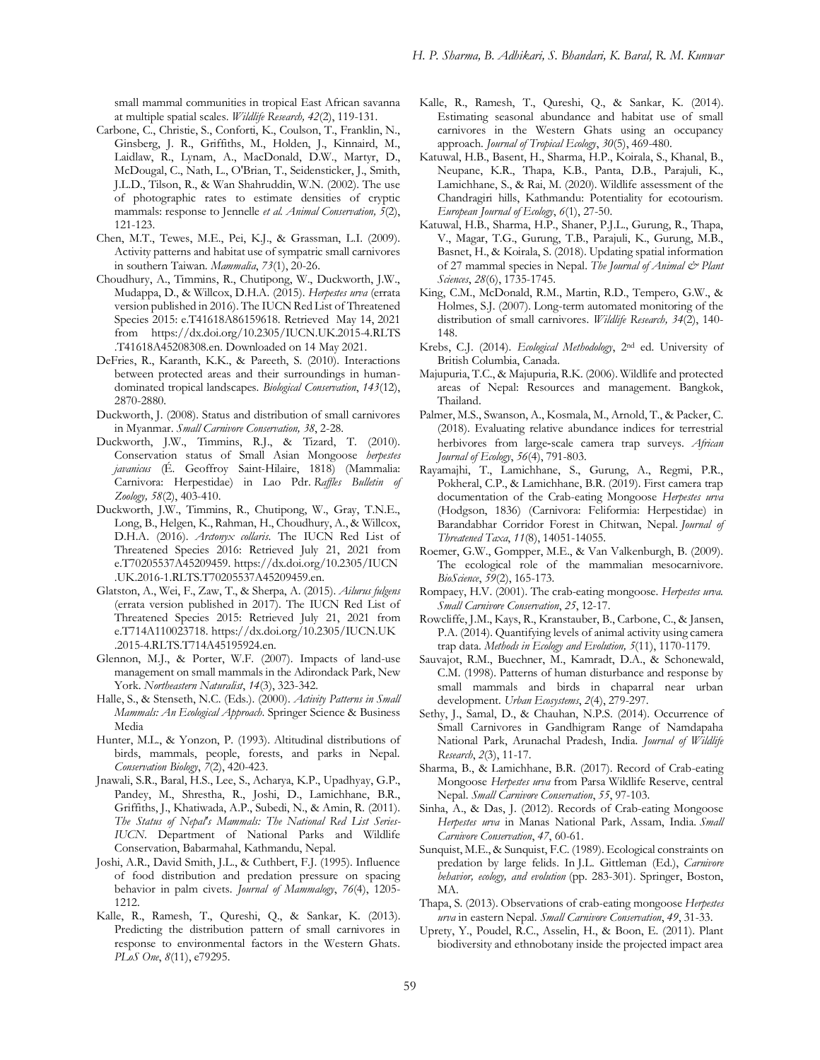small mammal communities in tropical East African savanna at multiple spatial scales. *Wildlife Research, 42*(2), 119-131.

Carbone, C., Christie, S., Conforti, K., Coulson, T., Franklin, N., Ginsberg, J. R., Griffiths, M., Holden, J., Kinnaird, M., Laidlaw, R., Lynam, A., MacDonald, D.W., Martyr, D., McDougal, C., Nath, L., O'Brian, T., Seidensticker, J., Smith, J.L.D., Tilson, R., & Wan Shahruddin, W.N. (2002). The use of photographic rates to estimate densities of cryptic mammals: response to Jennelle *et al. Animal Conservation, 5*(2), 121-123.

Chen, M.T., Tewes, M.E., Pei, K.J., & Grassman, L.I. (2009). Activity patterns and habitat use of sympatric small carnivores in southern Taiwan. *Mammalia*, *73*(1), 20-26.

Choudhury, A., Timmins, R., Chutipong, W., Duckworth, J.W., Mudappa, D., & Willcox, D.H.A. (2015). *Herpestes urva* (errata version published in 2016). The IUCN Red List of Threatened Species 2015: e.T41618A86159618. Retrieved May 14, 2021 from https://dx.doi.org/10.2305/IUCN.UK.2015-4.RLTS.T41618A45208308.en. Downloaded on 14 May 2021.

DeFries, R., Karanth, K.K., & Pareeth, S. (2010). Interactions between protected areas and their surroundings in human-dominated tropical landscapes. *Biological Conservation*, *143*(12), 2870-2880.

Duckworth, J. (2008). Status and distribution of small carnivores in Myanmar. *Small Carnivore Conservation, 38*, 2-28.

Duckworth, J.W., Timmins, R.J., & Tizard, T. (2010). Conservation status of Small Asian Mongoose *herpestes javanicus* (É. Geoffroy Saint-Hilaire, 1818) (Mammalia: Carnivora: Herpestidae) in Lao Pdr. *Raffles Bulletin of Zoology, 58*(2), 403-410.

Duckworth, J.W., Timmins, R., Chutipong, W., Gray, T.N.E., Long, B., Helgen, K., Rahman, H., Choudhury, A., & Willcox, D.H.A. (2016). *Arctonyx collaris*. The IUCN Red List of Threatened Species 2016: Retrieved July 21, 2021 from e.T70205537A45209459. https://dx.doi.org/10.2305/IUCN.UK.2016-1.RLTS.T70205537A45209459.en.

Glatston, A., Wei, F., Zaw, T., & Sherpa, A. (2015). *Ailurus fulgens* (errata version published in 2017). The IUCN Red List of Threatened Species 2015: Retrieved July 21, 2021 from e.T714A110023718. https://dx.doi.org/10.2305/IUCN.UK.2015-4.RLTS.T714A45195924.en.

Glennon, M.J., & Porter, W.F. (2007). Impacts of land-use management on small mammals in the Adirondack Park, New York. *Northeastern Naturalist*, *14*(3), 323-342.

Halle, S., & Stenseth, N.C. (Eds.). (2000). *Activity Patterns in Small Mammals: An Ecological Approach*. Springer Science & Business Media

Hunter, M.L., & Yonzon, P. (1993). Altitudinal distributions of birds, mammals, people, forests, and parks in Nepal. *Conservation Biology*, *7*(2), 420-423.

Jnawali, S.R., Baral, H.S., Lee, S., Acharya, K.P., Upadhyay, G.P., Pandey, M., Shrestha, R., Joshi, D., Lamichhane, B.R., Griffiths, J., Khatiwada, A.P., Subedi, N., & Amin, R. (2011). *The Status of Nepal's Mammals: The National Red List Series-IUCN*. Department of National Parks and Wildlife Conservation, Babarmahal, Kathmandu, Nepal.

Joshi, A.R., David Smith, J.L., & Cuthbert, F.J. (1995). Influence of food distribution and predation pressure on spacing behavior in palm civets. *Journal of Mammalogy*, *76*(4), 1205-1212.

Kalle, R., Ramesh, T., Qureshi, Q., & Sankar, K. (2013). Predicting the distribution pattern of small carnivores in response to environmental factors in the Western Ghats. *PLoS One*, *8*(11), e79295.

Kalle, R., Ramesh, T., Qureshi, Q., & Sankar, K. (2014). Estimating seasonal abundance and habitat use of small carnivores in the Western Ghats using an occupancy approach. *Journal of Tropical Ecology*, *30*(5), 469-480.

Katuwal, H.B., Basent, H., Sharma, H.P., Koirala, S., Khanal, B., Neupane, K.R., Thapa, K.B., Panta, D.B., Parajuli, K., Lamichhane, S., & Rai, M. (2020). Wildlife assessment of the Chandragiri hills, Kathmandu: Potentiality for ecotourism. *European Journal of Ecology*, *6*(1), 27-50.

Katuwal, H.B., Sharma, H.P., Shaner, P.J.L., Gurung, R., Thapa, V., Magar, T.G., Gurung, T.B., Parajuli, K., Gurung, M.B., Basnet, H., & Koirala, S. (2018). Updating spatial information of 27 mammal species in Nepal. *The Journal of Animal & Plant Sciences*, *28*(6), 1735-1745.

King, C.M., McDonald, R.M., Martin, R.D., Tempero, G.W., & Holmes, S.J. (2007). Long-term automated monitoring of the distribution of small carnivores. *Wildlife Research, 34*(2), 140-148.

Krebs, C.J. (2014). *Ecological Methodology*, 2nd ed. University of British Columbia, Canada.

Majupuria, T.C., & Majupuria, R.K. (2006). Wildlife and protected areas of Nepal: Resources and management. Bangkok, Thailand.

Palmer, M.S., Swanson, A., Kosmala, M., Arnold, T., & Packer, C. (2018). Evaluating relative abundance indices for terrestrial herbivores from large-scale camera trap surveys. *African Journal of Ecology*, *56*(4), 791-803.

Rayamajhi, T., Lamichhane, S., Gurung, A., Regmi, P.R., Pokheral, C.P., & Lamichhane, B.R. (2019). First camera trap documentation of the Crab-eating Mongoose *Herpestes urva* (Hodgson, 1836) (Carnivora: Feliformia: Herpestidae) in Barandabhar Corridor Forest in Chitwan, Nepal. *Journal of Threatened Taxa*, *11*(8), 14051-14055.

Roemer, G.W., Gompper, M.E., & Van Valkenburgh, B. (2009). The ecological role of the mammalian mesocarnivore. *BioScience*, *59*(2), 165-173.

Rompaey, H.V. (2001). The crab-eating mongoose. *Herpestes urva. Small Carnivore Conservation*, *25*, 12-17.

Rowcliffe, J.M., Kays, R., Kranstauber, B., Carbone, C., & Jansen, P.A. (2014). Quantifying levels of animal activity using camera trap data. *Methods in Ecology and Evolution, 5*(11), 1170-1179.

Sauvajot, R.M., Buechner, M., Kamradt, D.A., & Schonewald, C.M. (1998). Patterns of human disturbance and response by small mammals and birds in chaparral near urban development. *Urban Ecosystems*, *2*(4), 279-297.

Sethy, J., Samal, D., & Chauhan, N.P.S. (2014). Occurrence of Small Carnivores in Gandhigram Range of Namdapaha National Park, Arunachal Pradesh, India. *Journal of Wildlife Research*, *2*(3), 11-17.

Sharma, B., & Lamichhane, B.R. (2017). Record of Crab-eating Mongoose *Herpestes urva* from Parsa Wildlife Reserve, central Nepal. *Small Carnivore Conservation*, *55*, 97-103.

Sinha, A., & Das, J. (2012). Records of Crab-eating Mongoose *Herpestes urva* in Manas National Park, Assam, India. *Small Carnivore Conservation*, *47*, 60-61.

Sunquist, M.E., & Sunquist, F.C. (1989). Ecological constraints on predation by large felids. In J.L. Gittleman (Ed.), *Carnivore behavior, ecology, and evolution* (pp. 283-301). Springer, Boston, MA.

Thapa, S. (2013). Observations of crab-eating mongoose *Herpestes urva* in eastern Nepal. *Small Carnivore Conservation*, *49*, 31-33.

Uprety, Y., Poudel, R.C., Asselin, H., & Boon, E. (2011). Plant biodiversity and ethnobotany inside the projected impact area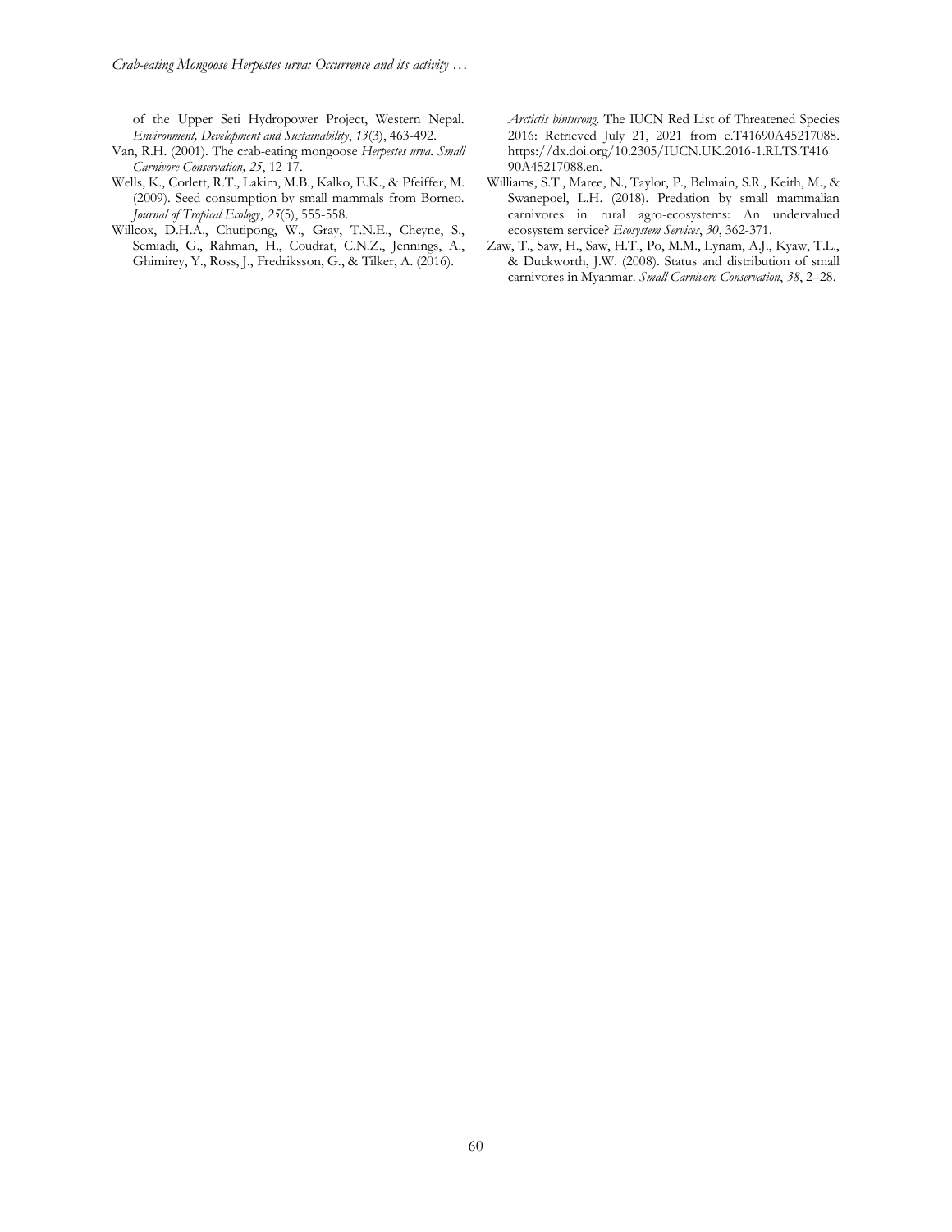of the Upper Seti Hydropower Project, Western Nepal. *Environment, Development and Sustainability*, *13*(3), 463-492.

Van, R.H. (2001). The crab-eating mongoose *Herpestes urva*. *Small Carnivore Conservation, 25*, 12-17.

Wells, K., Corlett, R.T., Lakim, M.B., Kalko, E.K., & Pfeiffer, M. (2009). Seed consumption by small mammals from Borneo. *Journal of Tropical Ecology*, *25*(5), 555-558.

Willcox, D.H.A., Chutipong, W., Gray, T.N.E., Cheyne, S., Semiadi, G., Rahman, H., Coudrat, C.N.Z., Jennings, A., Ghimirey, Y., Ross, J., Fredriksson, G., & Tilker, A. (2016). *Arctictis binturong*. The IUCN Red List of Threatened Species 2016: Retrieved July 21, 2021 from e.T41690A45217088. https://dx.doi.org/10.2305/IUCN.UK.2016-1.RLTS.T41690A45217088.en.

Williams, S.T., Maree, N., Taylor, P., Belmain, S.R., Keith, M., & Swanepoel, L.H. (2018). Predation by small mammalian carnivores in rural agro-ecosystems: An undervalued ecosystem service? *Ecosystem Services*, *30*, 362-371.

Zaw, T., Saw, H., Saw, H.T., Po, M.M., Lynam, A.J., Kyaw, T.L., & Duckworth, J.W. (2008). Status and distribution of small carnivores in Myanmar. *Small Carnivore Conservation*, *38*, 2–28.